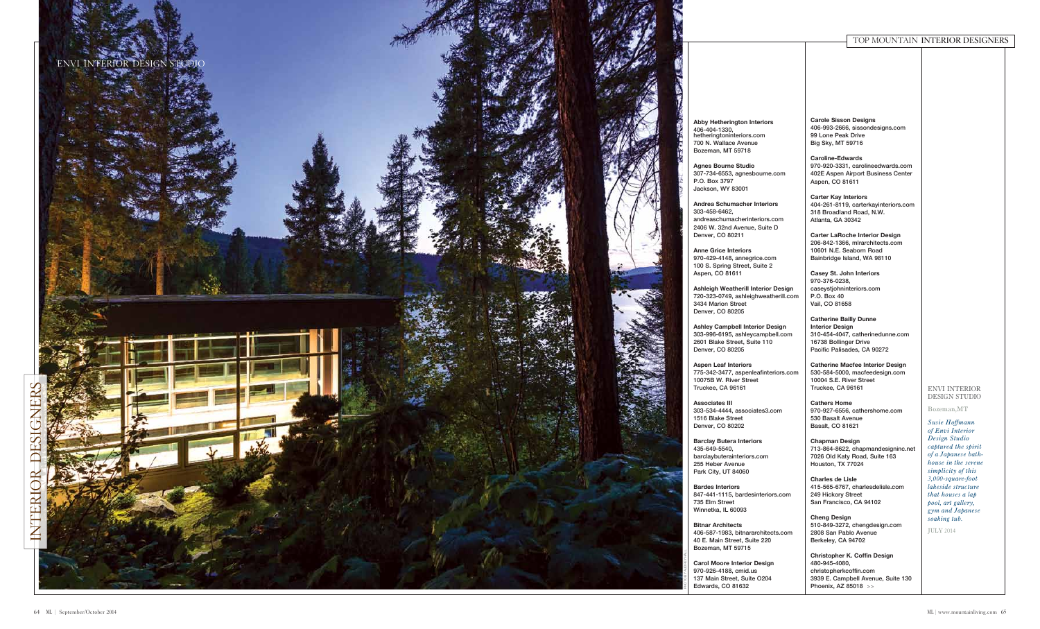# TOP MOUNTAIN INTERIOR DESIGNERS

## ENVI INTERIOR DESIGN STUDIO

**Abby Hetherington Interiors**
406-404-1330,
hetheringtoninteriors.com
700 N. Wallace Avenue
Bozeman, MT 59718

**Agnes Bourne Studio**
307-734-6553, agnesbourne.com
P.O. Box 3797
Jackson, WY 83001

**Andrea Schumacher Interiors**
303-458-6462,
andreaschumacherinteriors.com
2406 W. 32nd Avenue, Suite D
Denver, CO 80211

**Anne Grice Interiors**
970-429-4148, annegrice.com
100 S. Spring Street, Suite 2
Aspen, CO 81611

**Ashleigh Weatherill Interior Design**
720-323-0749, ashleighweatherill.com
3434 Marion Street
Denver, CO 80205

**Ashley Campbell Interior Design**
303-996-6195, ashleycampbell.com
2601 Blake Street, Suite 110
Denver, CO 80205

**Aspen Leaf Interiors**
775-342-3477, aspenleafinteriors.com
10075B W. River Street
Truckee, CA 96161

**Associates III**
303-534-4444, associates3.com
1516 Blake Street
Denver, CO 80202

**Barclay Butera Interiors**
435-649-5540,
barclaybuterainteriors.com
255 Heber Avenue
Park City, UT 84060

**Bardes Interiors**
847-441-1115, bardesinteriors.com
735 Elm Street
Winnetka, IL 60093

**Bitnar Architects**
406-587-1983, bitnararchitects.com
40 E. Main Street, Suite 220
Bozeman, MT 59715

**Carol Moore Interior Design**
970-926-4188, cmid.us
137 Main Street, Suite O204
Edwards, CO 81632

**Carole Sisson Designs**
406-993-2666, sissondesigns.com
99 Lone Peak Drive
Big Sky, MT 59716

**Caroline-Edwards**
970-920-3331, carolineedwards.com
402E Aspen Airport Business Center
Aspen, CO 81611

**Carter Kay Interiors**
404-261-8119, carterkayinteriors.com
318 Broadland Road, N.W.
Atlanta, GA 30342

**Carter LaRoche Interior Design**
206-842-1366, mlrarchitects.com
10601 N.E. Seaborn Road
Bainbridge Island, WA 98110

**Casey St. John Interiors**
970-376-0238,
caseystjohninteriors.com
P.O. Box 40
Vail, CO 81658

**Catherine Bailly Dunne Interior Design**
310-454-4047, catherinedunne.com
16738 Bollinger Drive
Pacific Palisades, CA 90272

**Catherine Macfee Interior Design**
530-584-5000, macfeedesign.com
10004 S.E. River Street
Truckee, CA 96161

**Cathers Home**
970-927-6556, cathershome.com
530 Basalt Avenue
Basalt, CO 81621

**Chapman Design**
713-864-8622, chapmandesigninc.net
7026 Old Katy Road, Suite 163
Houston, TX 77024

**Charles de Lisle**
415-565-6767, charlesdelisle.com
249 Hickory Street
San Francisco, CA 94102

**Cheng Design**
510-849-3272, chengdesign.com
2808 San Pablo Avenue
Berkeley, CA 94702

**Christopher K. Coffin Design**
480-945-4080,
christopherkcoffin.com
3939 E. Campbell Avenue, Suite 130
Phoenix, AZ 85018 >>

ENVI INTERIOR DESIGN STUDIO

Bozeman, MT

*Susie Hoffmann of Envi Interior Design Studio captured the spirit of a Japanese bathhouse in the serene simplicity of this 3,000-square-foot lakeside structure that houses a lap pool, art gallery, gym and Japanese soaking tub.*

JULY 2014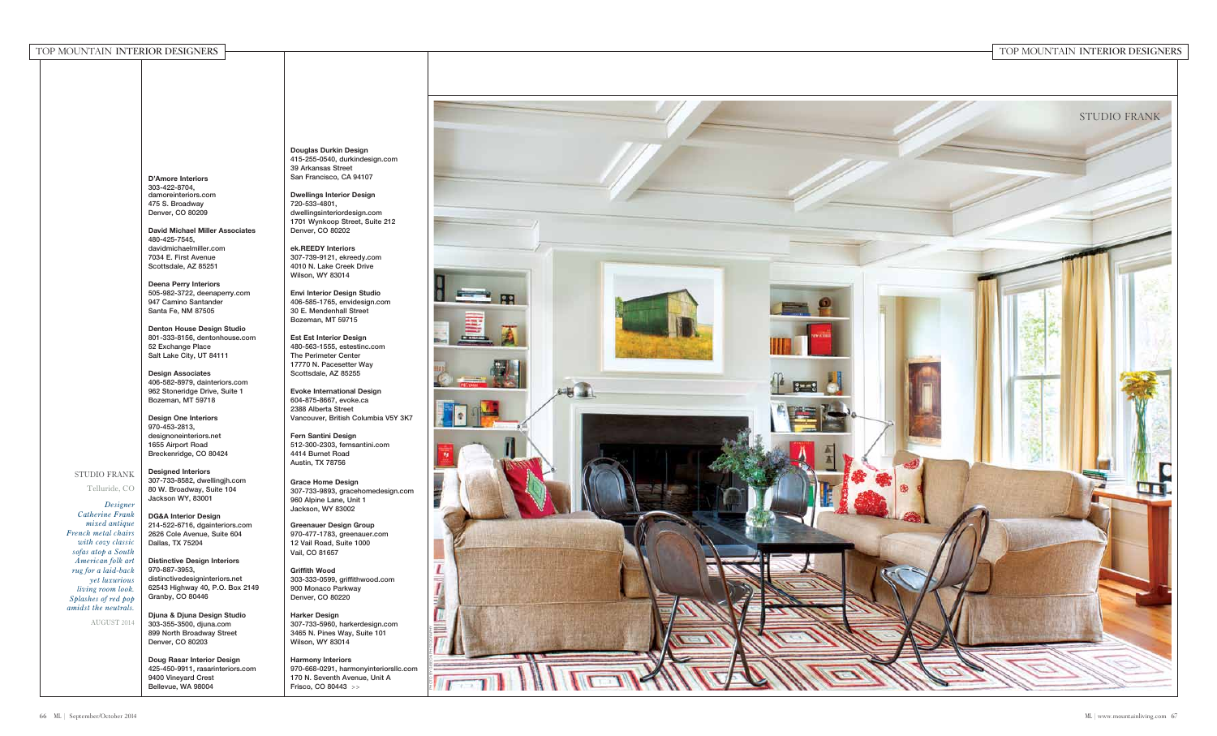**STUDIO FRANK**

Telluride, CO

*Designer Catherine Frank mixed antique French metal chairs with cozy classic sofas atop a South American folk art rug for a laid-back yet luxurious living room look. Splashes of red pop amidst the neutrals.*

AUGUST 2014

**D'Amore Interiors**
303-422-8704,
damoreinteriors.com
475 S. Broadway
Denver, CO 80209

**David Michael Miller Associates**
480-425-7545,
davidmichaelmiller.com
7034 E. First Avenue
Scottsdale, AZ 85251

**Deena Perry Interiors**
505-982-3722, deenaperry.com
947 Camino Santander
Santa Fe, NM 87505

**Denton House Design Studio**
801-333-8156, dentonhouse.com
52 Exchange Place
Salt Lake City, UT 84111

**Design Associates**
406-582-8979, dainteriors.com
962 Stoneridge Drive, Suite 1
Bozeman, MT 59718

**Design One Interiors**
970-453-2813,
designoneinteriors.net
1655 Airport Road
Breckenridge, CO 80424

**Designed Interiors**
307-733-8582, dwellingjh.com
80 W. Broadway, Suite 104
Jackson WY, 83001

**DG&A Interior Design**
214-522-6716, dgainteriors.com
2626 Cole Avenue, Suite 604
Dallas, TX 75204

**Distinctive Design Interiors**
970-887-3953,
distinctivedesigninteriors.net
62543 Highway 40, P.O. Box 2149
Granby, CO 80446

**Djuna & Djuna Design Studio**
303-355-3500, djuna.com
899 North Broadway Street
Denver, CO 80203

**Doug Rasar Interior Design**
425-450-9911, rasarinteriors.com
9400 Vineyard Crest
Bellevue, WA 98004

**Douglas Durkin Design**
415-255-0540, durkindesign.com
39 Arkansas Street
San Francisco, CA 94107

**Dwellings Interior Design**
720-533-4801,
dwellingsinteriordesign.com
1701 Wynkoop Street, Suite 212
Denver, CO 80202

**ek.REEDY Interiors**
307-739-9121, ekreedy.com
4010 N. Lake Creek Drive
Wilson, WY 83014

**Envi Interior Design Studio**
406-585-1765, envidesign.com
30 E. Mendenhall Street
Bozeman, MT 59715

**Est Est Interior Design**
480-563-1555, estestinc.com
The Perimeter Center
17770 N. Pacesetter Way
Scottsdale, AZ 85255

**Evoke International Design**
604-875-8667, evoke.ca
2388 Alberta Street
Vancouver, British Columbia V5Y 3K7

**Fern Santini Design**
512-300-2303, fernsantini.com
4414 Burnet Road
Austin, TX 78756

**Grace Home Design**
307-733-9893, gracehomedesign.com
960 Alpine Lane, Unit 1
Jackson, WY 83002

**Greenauer Design Group**
970-477-1783, greenauer.com
12 Vail Road, Suite 1000
Vail, CO 81657

**Griffith Wood**
303-333-0599, griffithwood.com
900 Monaco Parkway
Denver, CO 80220

**Harker Design**
307-733-5960, harkerdesign.com
3465 N. Pines Way, Suite 101
Wilson, WY 83014

**Harmony Interiors**
970-668-0291, harmonyinteriorsllc.com
170 N. Seventh Avenue, Unit A
Frisco, CO 80443 >>

STUDIO FRANK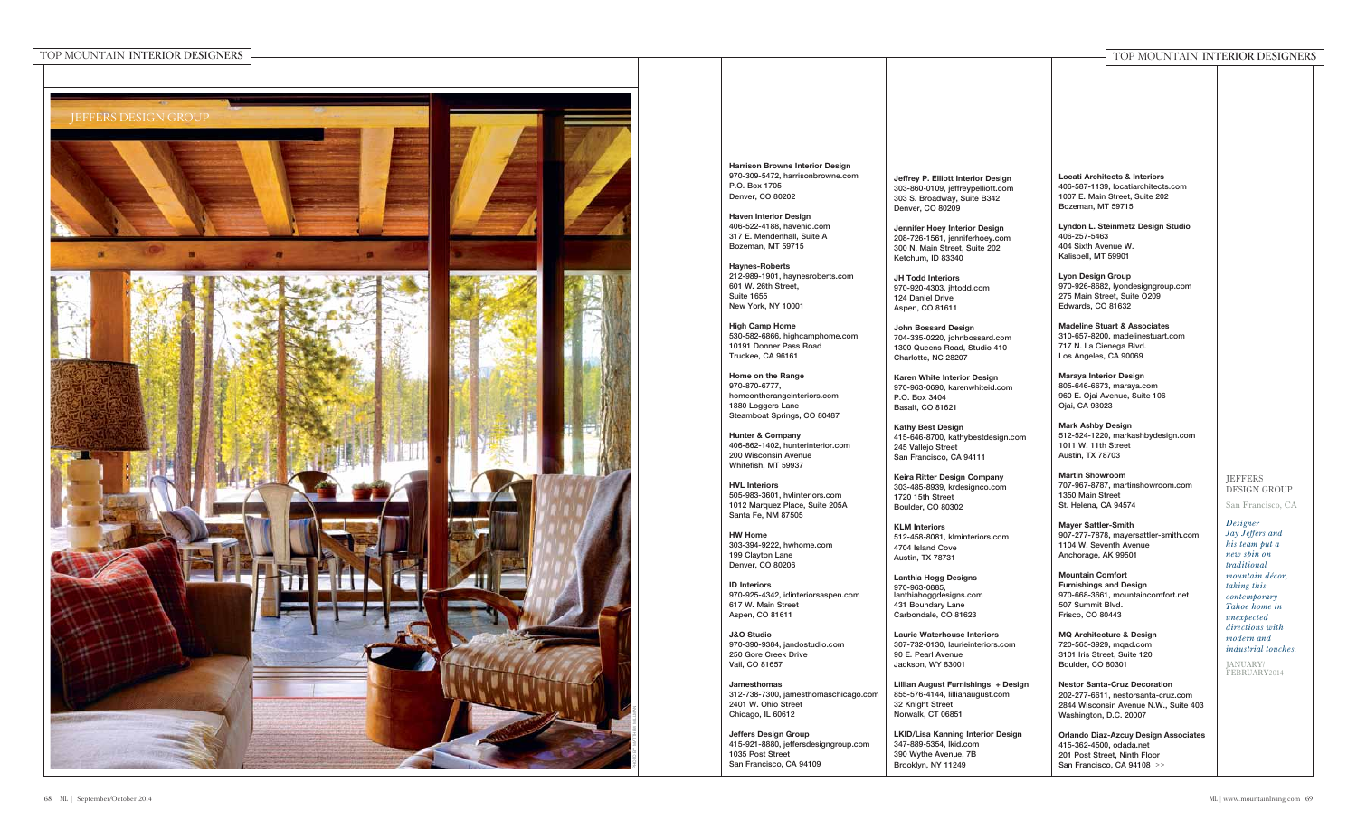JEFFERS DESIGN GROUP

**Harrison Browne Interior Design**
970-309-5472, harrisonbrowne.com
P.O. Box 1705
Denver, CO 80202

**Haven Interior Design**
406-522-4188, havenid.com
317 E. Mendenhall, Suite A
Bozeman, MT 59715

**Haynes-Roberts**
212-989-1901, haynesroberts.com
601 W. 26th Street,
Suite 1655
New York, NY 10001

**High Camp Home**
530-582-6866, highcamphome.com
10191 Donner Pass Road
Truckee, CA 96161

**Home on the Range**
970-870-6777,
homeontherangeinteriors.com
1880 Loggers Lane
Steamboat Springs, CO 80487

**Hunter & Company**
406-862-1402, hunterinterior.com
200 Wisconsin Avenue
Whitefish, MT 59937

**HVL Interiors**
505-983-3601, hvlinteriors.com
1012 Marquez Place, Suite 205A
Santa Fe, NM 87505

**HW Home**
303-394-9222, hwhome.com
199 Clayton Lane
Denver, CO 80206

**ID Interiors**
970-925-4342, idinteriorsaspen.com
617 W. Main Street
Aspen, CO 81611

**J&O Studio**
970-390-9384, jandostudio.com
250 Gore Creek Drive
Vail, CO 81657

**Jamesthomas**
312-738-7300, jamesthomaschicago.com
2401 W. Ohio Street
Chicago, IL 60612

**Jeffers Design Group**
415-921-8880, jeffersdesigngroup.com
1035 Post Street
San Francisco, CA 94109

**Jeffrey P. Elliott Interior Design**
303-860-0109, jeffreypelliott.com
303 S. Broadway, Suite B342
Denver, CO 80209

**Jennifer Hoey Interior Design**
208-726-1561, jenniferhoey.com
300 N. Main Street, Suite 202
Ketchum, ID 83340

**JH Todd Interiors**
970-920-4303, jhtodd.com
124 Daniel Drive
Aspen, CO 81611

**John Bossard Design**
704-335-0220, johnbossard.com
1300 Queens Road, Studio 410
Charlotte, NC 28207

**Karen White Interior Design**
970-963-0690, karenwhiteid.com
P.O. Box 3404
Basalt, CO 81621

**Kathy Best Design**
415-646-8700, kathybestdesign.com
245 Vallejo Street
San Francisco, CA 94111

**Keira Ritter Design Company**
303-485-8939, krdesignco.com
1720 15th Street
Boulder, CO 80302

**KLM Interiors**
512-458-8081, klminteriors.com
4704 Island Cove
Austin, TX 78731

**Lanthia Hogg Designs**
970-963-0885,
lanthiahoggdesigns.com
431 Boundary Lane
Carbondale, CO 81623

**Laurie Waterhouse Interiors**
307-732-0130, laurieinteriors.com
90 E. Pearl Avenue
Jackson, WY 83001

**Lillian August Furnishings + Design**
855-576-4144, lillianaugust.com
32 Knight Street
Norwalk, CT 06851

**LKID/Lisa Kanning Interior Design**
347-889-5354, lkid.com
390 Wythe Avenue, 7B
Brooklyn, NY 11249

**Locati Architects & Interiors**
406-587-1139, locatiarchitects.com
1007 E. Main Street, Suite 202
Bozeman, MT 59715

**Lyndon L. Steinmetz Design Studio**
406-257-5463
404 Sixth Avenue W.
Kalispell, MT 59901

**Lyon Design Group**
970-926-8682, lyondesigngroup.com
275 Main Street, Suite O209
Edwards, CO 81632

**Madeline Stuart & Associates**
310-657-8200, madelinestuart.com
717 N. La Cienega Blvd.
Los Angeles, CA 90069

**Maraya Interior Design**
805-646-6673, maraya.com
960 E. Ojai Avenue, Suite 106
Ojai, CA 93023

**Mark Ashby Design**
512-524-1220, markashbydesign.com
1011 W. 11th Street
Austin, TX 78703

**Martin Showroom**
707-967-8787, martinshowroom.com
1350 Main Street
St. Helena, CA 94574

**Mayer Sattler-Smith**
907-277-7878, mayersattler-smith.com
1104 W. Seventh Avenue
Anchorage, AK 99501

**Mountain Comfort Furnishings and Design**
970-668-3661, mountaincomfort.net
507 Summit Blvd.
Frisco, CO 80443

**MQ Architecture & Design**
720-565-3929, mqad.com
3101 Iris Street, Suite 120
Boulder, CO 80301

**Nestor Santa-Cruz Decoration**
202-277-6611, nestorsanta-cruz.com
2844 Wisconsin Avenue N.W., Suite 403
Washington, D.C. 20007

**Orlando Diaz-Azcuy Design Associates**
415-362-4500, odada.net
201 Post Street, Ninth Floor
San Francisco, CA 94108 >>

JEFFERS DESIGN GROUP
San Francisco, CA

*Designer Jay Jeffers and his team put a new spin on traditional mountain décor, taking this contemporary Tahoe home in unexpected directions with modern and industrial touches.*

JANUARY/FEBRUARY 2014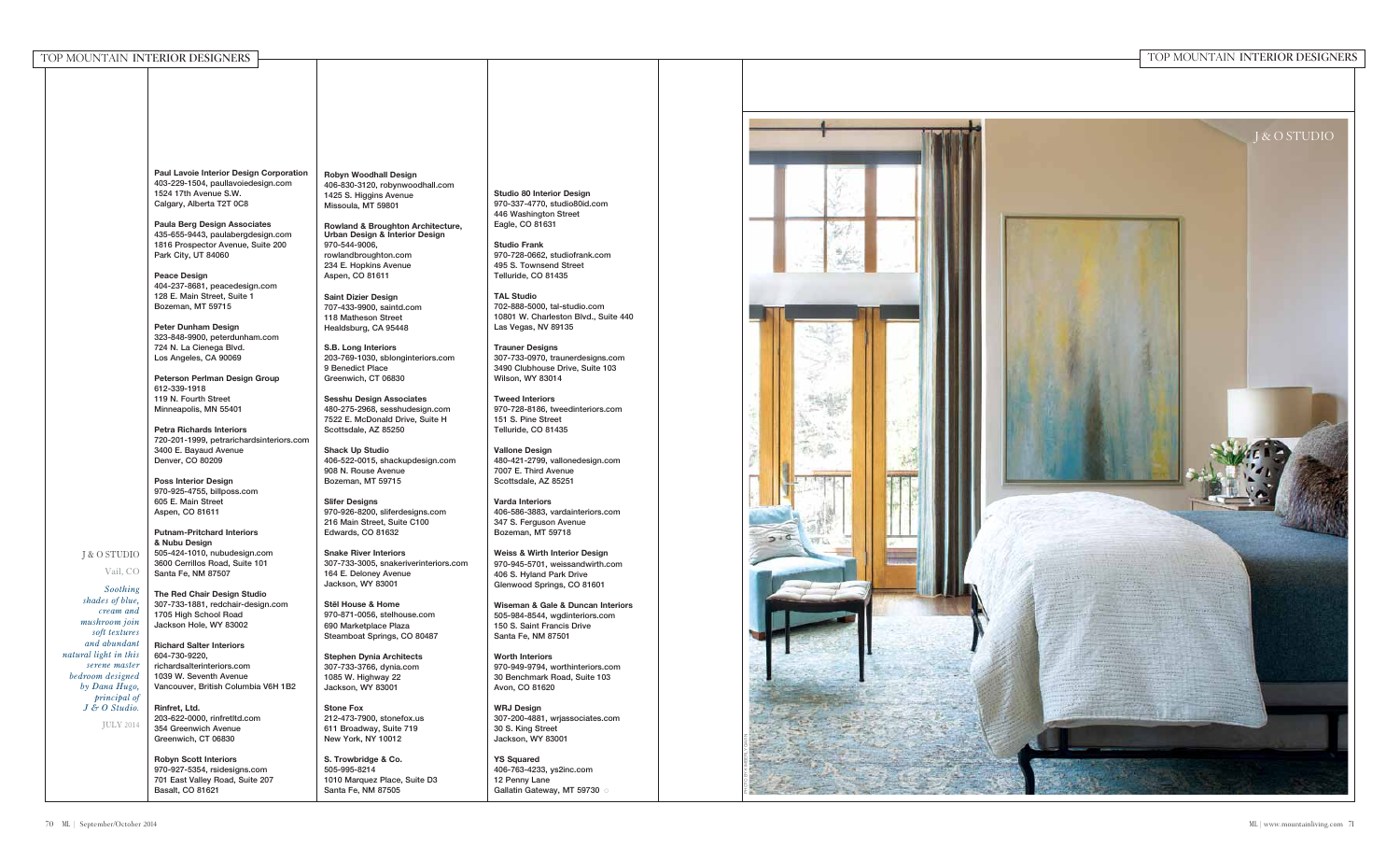J & O STUDIO

Vail, CO

*Soothing shades of blue, cream and mushroom join soft textures and abundant natural light in this serene master bedroom designed by Dana Hugo, principal of J & O Studio.*

JULY 2014

**Paul Lavoie Interior Design Corporation**
403-229-1504, paullavoiedesign.com
1524 17th Avenue S.W.
Calgary, Alberta T2T 0C8

**Paula Berg Design Associates**
435-655-9443, paulabergdesign.com
1816 Prospector Avenue, Suite 200
Park City, UT 84060

**Peace Design**
404-237-8681, peacedesign.com
128 E. Main Street, Suite 1
Bozeman, MT 59715

**Peter Dunham Design**
323-848-9900, peterdunham.com
724 N. La Cienega Blvd.
Los Angeles, CA 90069

**Peterson Perlman Design Group**
612-339-1918
119 N. Fourth Street
Minneapolis, MN 55401

**Petra Richards Interiors**
720-201-1999, petrarichardsinteriors.com
3400 E. Bayaud Avenue
Denver, CO 80209

**Poss Interior Design**
970-925-4755, billposs.com
605 E. Main Street
Aspen, CO 81611

**Putnam-Pritchard Interiors & Nubu Design**
505-424-1010, nubudesign.com
3600 Cerrillos Road, Suite 101
Santa Fe, NM 87507

**The Red Chair Design Studio**
307-733-1881, redchair-design.com
1705 High School Road
Jackson Hole, WY 83002

**Richard Salter Interiors**
604-730-9220,
richardsalterinteriors.com
1039 W. Seventh Avenue
Vancouver, British Columbia V6H 1B2

**Rinfret, Ltd.**
203-622-0000, rinfretltd.com
354 Greenwich Avenue
Greenwich, CT 06830

**Robyn Scott Interiors**
970-927-5354, rsidesigns.com
701 East Valley Road, Suite 207
Basalt, CO 81621

**Robyn Woodhall Design**
406-830-3120, robynwoodhall.com
1425 S. Higgins Avenue
Missoula, MT 59801

**Rowland & Broughton Architecture, Urban Design & Interior Design**
970-544-9006,
rowlandbroughton.com
234 E. Hopkins Avenue
Aspen, CO 81611

**Saint Dizier Design**
707-433-9900, saintd.com
118 Matheson Street
Healdsburg, CA 95448

**S.B. Long Interiors**
203-769-1030, sblonginteriors.com
9 Benedict Place
Greenwich, CT 06830

**Sesshu Design Associates**
480-275-2968, sesshudesign.com
7522 E. McDonald Drive, Suite H
Scottsdale, AZ 85250

**Shack Up Studio**
406-522-0015, shackupdesign.com
908 N. Rouse Avenue
Bozeman, MT 59715

**Slifer Designs**
970-926-8200, sliferdesigns.com
216 Main Street, Suite C100
Edwards, CO 81632

**Snake River Interiors**
307-733-3005, snakeriverinteriors.com
164 E. Deloney Avenue
Jackson, WY 83001

**Stël House & Home**
970-871-0056, stelhouse.com
690 Marketplace Plaza
Steamboat Springs, CO 80487

**Stephen Dynia Architects**
307-733-3766, dynia.com
1085 W. Highway 22
Jackson, WY 83001

**Stone Fox**
212-473-7900, stonefox.us
611 Broadway, Suite 719
New York, NY 10012

**S. Trowbridge & Co.**
505-995-8214
1010 Marquez Place, Suite D3
Santa Fe, NM 87505

**Studio 80 Interior Design**
970-337-4770, studio80id.com
446 Washington Street
Eagle, CO 81631

**Studio Frank**
970-728-0662, studiofrank.com
495 S. Townsend Street
Telluride, CO 81435

**TAL Studio**
702-888-5000, tal-studio.com
10801 W. Charleston Blvd., Suite 440
Las Vegas, NV 89135

**Trauner Designs**
307-733-0970, traunerdesigns.com
3490 Clubhouse Drive, Suite 103
Wilson, WY 83014

**Tweed Interiors**
970-728-8186, tweedinteriors.com
151 S. Pine Street
Telluride, CO 81435

**Vallone Design**
480-421-2799, vallonedesign.com
7007 E. Third Avenue
Scottsdale, AZ 85251

**Varda Interiors**
406-586-3883, vardainteriors.com
347 S. Ferguson Avenue
Bozeman, MT 59718

**Weiss & Wirth Interior Design**
970-945-5701, weissandwirth.com
406 S. Hyland Park Drive
Glenwood Springs, CO 81601

**Wiseman & Gale & Duncan Interiors**
505-984-8544, wgdinteriors.com
150 S. Saint Francis Drive
Santa Fe, NM 87501

**Worth Interiors**
970-949-9794, worthinteriors.com
30 Benchmark Road, Suite 103
Avon, CO 81620

**WRJ Design**
307-200-4881, wrjassociates.com
30 S. King Street
Jackson, WY 83001

**YS Squared**
406-763-4233, ys2inc.com
12 Penny Lane
Gallatin Gateway, MT 59730

J & O STUDIO